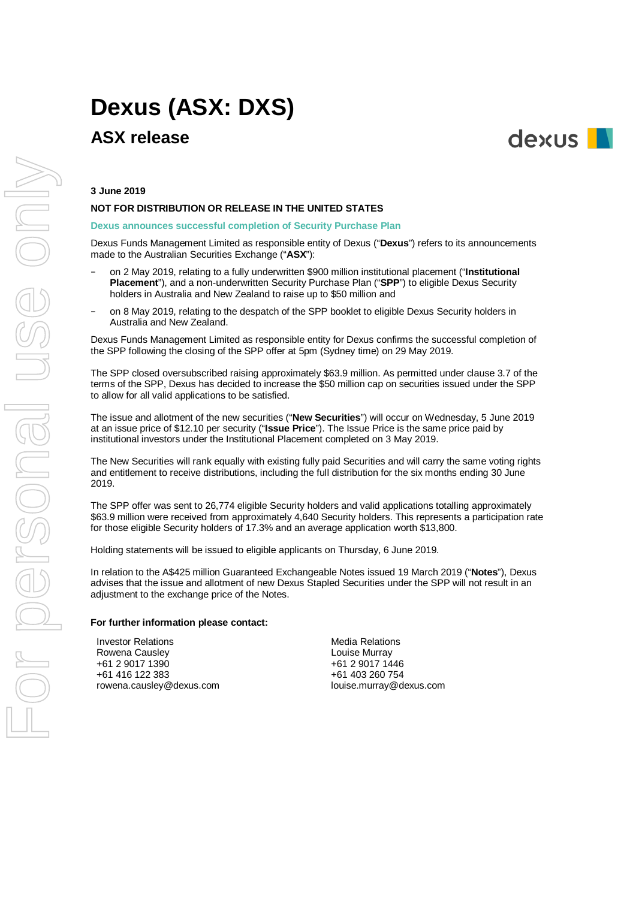# Dexus (ASX: DXS)

## ASX release

**3 June 2019**

**NOT FOR DISTRIBUTION OR RELEASE IN THE UNITED STATES**

**Dexus announces successful completion of Security Purchase Plan**

Dexus Funds Management Limited as responsible entity of Dexus ("**Dexus**") refers to its announcements made to the Australian Securities Exchange ("**ASX**"):

- on 2 May 2019, relating to a fully underwritten $900 million institutional placement ("**Institutional Placement**"), and a non-underwritten Security Purchase Plan ("**SPP**") to eligible Dexus Security holders in Australia and New Zealand to raise up to $50 million and
- on 8 May 2019, relating to the despatch of the SPP booklet to eligible Dexus Security holders in Australia and New Zealand.

Dexus Funds Management Limited as responsible entity for Dexus confirms the successful completion of the SPP following the closing of the SPP offer at 5pm (Sydney time) on 29 May 2019.

The SPP closed oversubscribed raising approximately $63.9 million. As permitted under clause 3.7 of the terms of the SPP, Dexus has decided to increase the $50 million cap on securities issued under the SPP to allow for all valid applications to be satisfied.

The issue and allotment of the new securities ("**New Securities**") will occur on Wednesday, 5 June 2019 at an issue price of $12.10 per security ("**Issue Price**"). The Issue Price is the same price paid by institutional investors under the Institutional Placement completed on 3 May 2019.

The New Securities will rank equally with existing fully paid Securities and will carry the same voting rights and entitlement to receive distributions, including the full distribution for the six months ending 30 June 2019.

The SPP offer was sent to 26,774 eligible Security holders and valid applications totalling approximately $63.9 million were received from approximately 4,640 Security holders. This represents a participation rate for those eligible Security holders of 17.3% and an average application worth $13,800.

Holding statements will be issued to eligible applicants on Thursday, 6 June 2019.

In relation to the A$425 million Guaranteed Exchangeable Notes issued 19 March 2019 ("**Notes**"), Dexus advises that the issue and allotment of new Dexus Stapled Securities under the SPP will not result in an adjustment to the exchange price of the Notes.

**For further information please contact:**

Investor Relations
Rowena Causley
+61 2 9017 1390
+61 416 122 383
rowena.causley@dexus.com

Media Relations
Louise Murray
+61 2 9017 1446
+61 403 260 754
louise.murray@dexus.com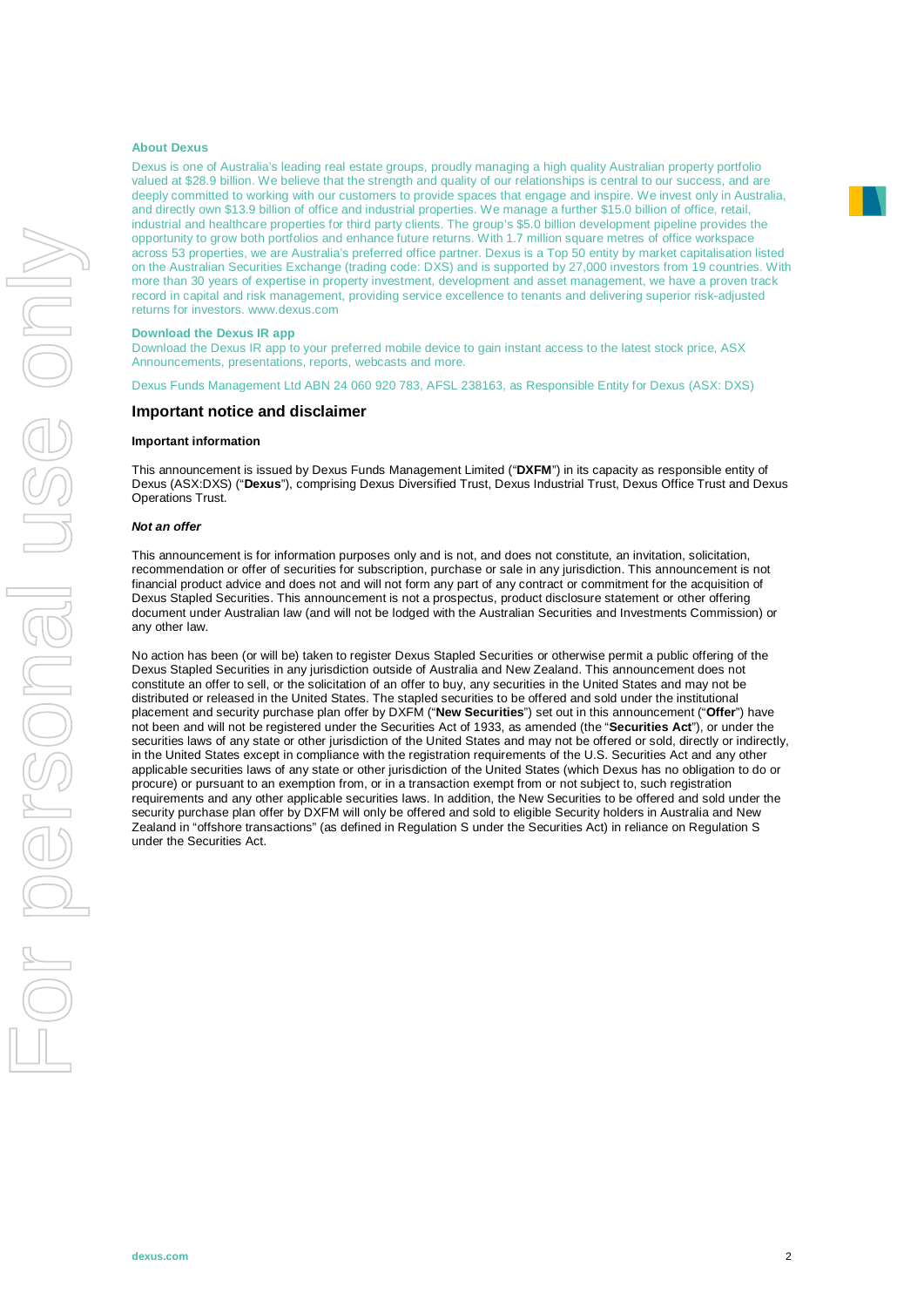### About Dexus

Dexus is one of Australia's leading real estate groups, proudly managing a high quality Australian property portfolio valued at $28.9 billion. We believe that the strength and quality of our relationships is central to our success, and are deeply committed to working with our customers to provide spaces that engage and inspire. We invest only in Australia, and directly own $13.9 billion of office and industrial properties. We manage a further $15.0 billion of office, retail, industrial and healthcare properties for third party clients. The group's $5.0 billion development pipeline provides the opportunity to grow both portfolios and enhance future returns. With 1.7 million square metres of office workspace across 53 properties, we are Australia's preferred office partner. Dexus is a Top 50 entity by market capitalisation listed on the Australian Securities Exchange (trading code: DXS) and is supported by 27,000 investors from 19 countries. With more than 30 years of expertise in property investment, development and asset management, we have a proven track record in capital and risk management, providing service excellence to tenants and delivering superior risk-adjusted returns for investors. www.dexus.com

### Download the Dexus IR app

Download the Dexus IR app to your preferred mobile device to gain instant access to the latest stock price, ASX Announcements, presentations, reports, webcasts and more.

Dexus Funds Management Ltd ABN 24 060 920 783, AFSL 238163, as Responsible Entity for Dexus (ASX: DXS)

## Important notice and disclaimer

**Important information**

This announcement is issued by Dexus Funds Management Limited ("**DXFM**") in its capacity as responsible entity of Dexus (ASX:DXS) ("**Dexus**"), comprising Dexus Diversified Trust, Dexus Industrial Trust, Dexus Office Trust and Dexus Operations Trust.

***Not an offer***

This announcement is for information purposes only and is not, and does not constitute, an invitation, solicitation, recommendation or offer of securities for subscription, purchase or sale in any jurisdiction. This announcement is not financial product advice and does not and will not form any part of any contract or commitment for the acquisition of Dexus Stapled Securities. This announcement is not a prospectus, product disclosure statement or other offering document under Australian law (and will not be lodged with the Australian Securities and Investments Commission) or any other law.

No action has been (or will be) taken to register Dexus Stapled Securities or otherwise permit a public offering of the Dexus Stapled Securities in any jurisdiction outside of Australia and New Zealand. This announcement does not constitute an offer to sell, or the solicitation of an offer to buy, any securities in the United States and may not be distributed or released in the United States. The stapled securities to be offered and sold under the institutional placement and security purchase plan offer by DXFM ("**New Securities**") set out in this announcement ("**Offer**") have not been and will not be registered under the Securities Act of 1933, as amended (the "**Securities Act**"), or under the securities laws of any state or other jurisdiction of the United States and may not be offered or sold, directly or indirectly, in the United States except in compliance with the registration requirements of the U.S. Securities Act and any other applicable securities laws of any state or other jurisdiction of the United States (which Dexus has no obligation to do or procure) or pursuant to an exemption from, or in a transaction exempt from or not subject to, such registration requirements and any other applicable securities laws. In addition, the New Securities to be offered and sold under the security purchase plan offer by DXFM will only be offered and sold to eligible Security holders in Australia and New Zealand in "offshore transactions" (as defined in Regulation S under the Securities Act) in reliance on Regulation S under the Securities Act.